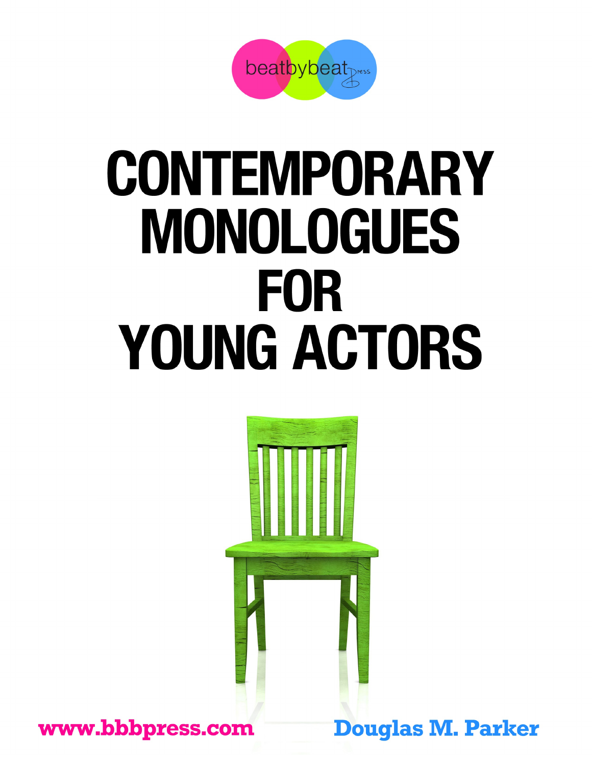beatbybeat press

# CONTEMPORARY MONOLOGUES FOR YOUNG ACTORS

www.bbbpress.com

Douglas M. Parker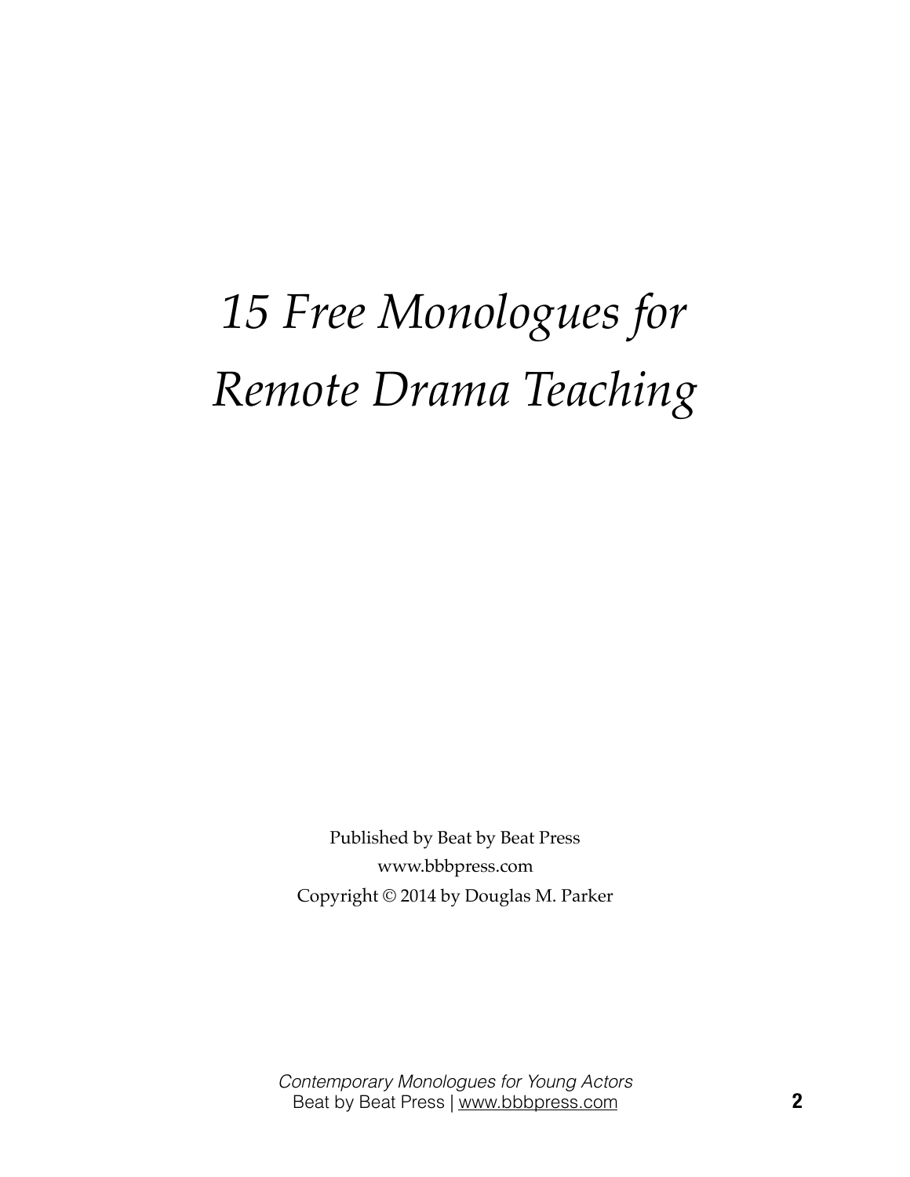# *15 Free Monologues for Remote Drama Teaching*

Published by Beat by Beat Press
www.bbbpress.com
Copyright © 2014 by Douglas M. Parker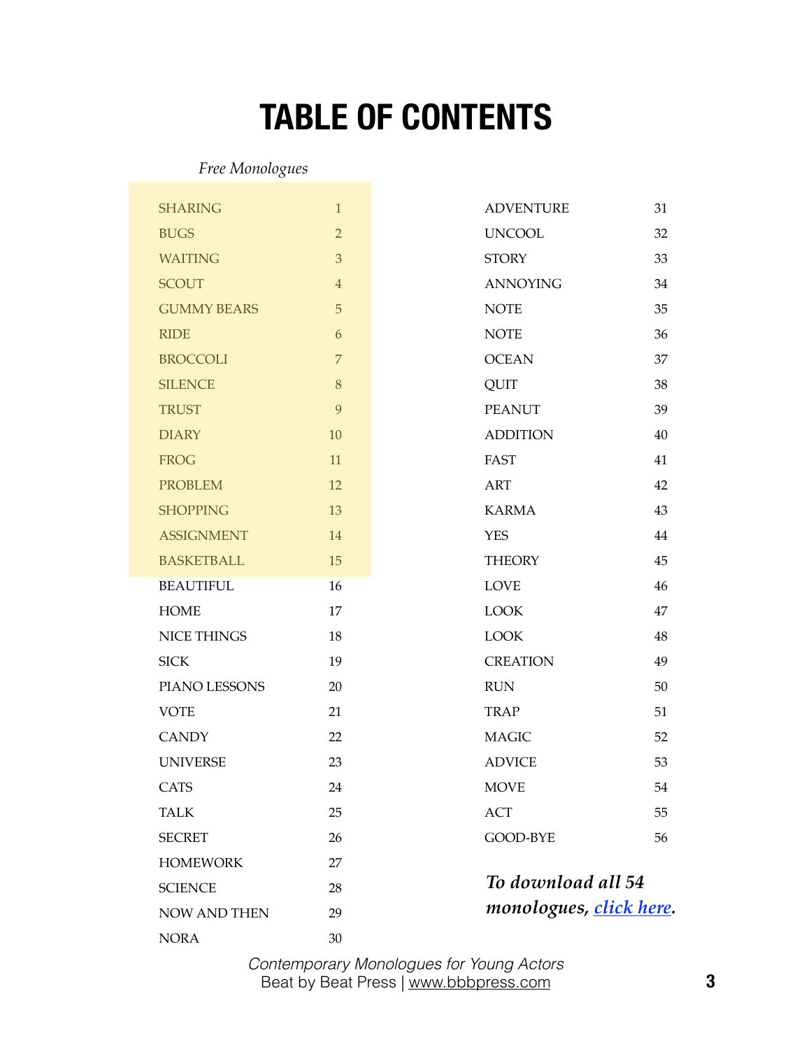# TABLE OF CONTENTS

*Free Monologues*

| | |
|---|---|
| SHARING | 1 |
| BUGS | 2 |
| WAITING | 3 |
| SCOUT | 4 |
| GUMMY BEARS | 5 |
| RIDE | 6 |
| BROCCOLI | 7 |
| SILENCE | 8 |
| TRUST | 9 |
| DIARY | 10 |
| FROG | 11 |
| PROBLEM | 12 |
| SHOPPING | 13 |
| ASSIGNMENT | 14 |
| BASKETBALL | 15 |
| BEAUTIFUL | 16 |
| HOME | 17 |
| NICE THINGS | 18 |
| SICK | 19 |
| PIANO LESSONS | 20 |
| VOTE | 21 |
| CANDY | 22 |
| UNIVERSE | 23 |
| CATS | 24 |
| TALK | 25 |
| SECRET | 26 |
| HOMEWORK | 27 |
| SCIENCE | 28 |
| NOW AND THEN | 29 |
| NORA | 30 |
| ADVENTURE | 31 |
| UNCOOL | 32 |
| STORY | 33 |
| ANNOYING | 34 |
| NOTE | 35 |
| NOTE | 36 |
| OCEAN | 37 |
| QUIT | 38 |
| PEANUT | 39 |
| ADDITION | 40 |
| FAST | 41 |
| ART | 42 |
| KARMA | 43 |
| YES | 44 |
| THEORY | 45 |
| LOVE | 46 |
| LOOK | 47 |
| LOOK | 48 |
| CREATION | 49 |
| RUN | 50 |
| TRAP | 51 |
| MAGIC | 52 |
| ADVICE | 53 |
| MOVE | 54 |
| ACT | 55 |
| GOOD-BYE | 56 |

***To download all 54 monologues, click here.***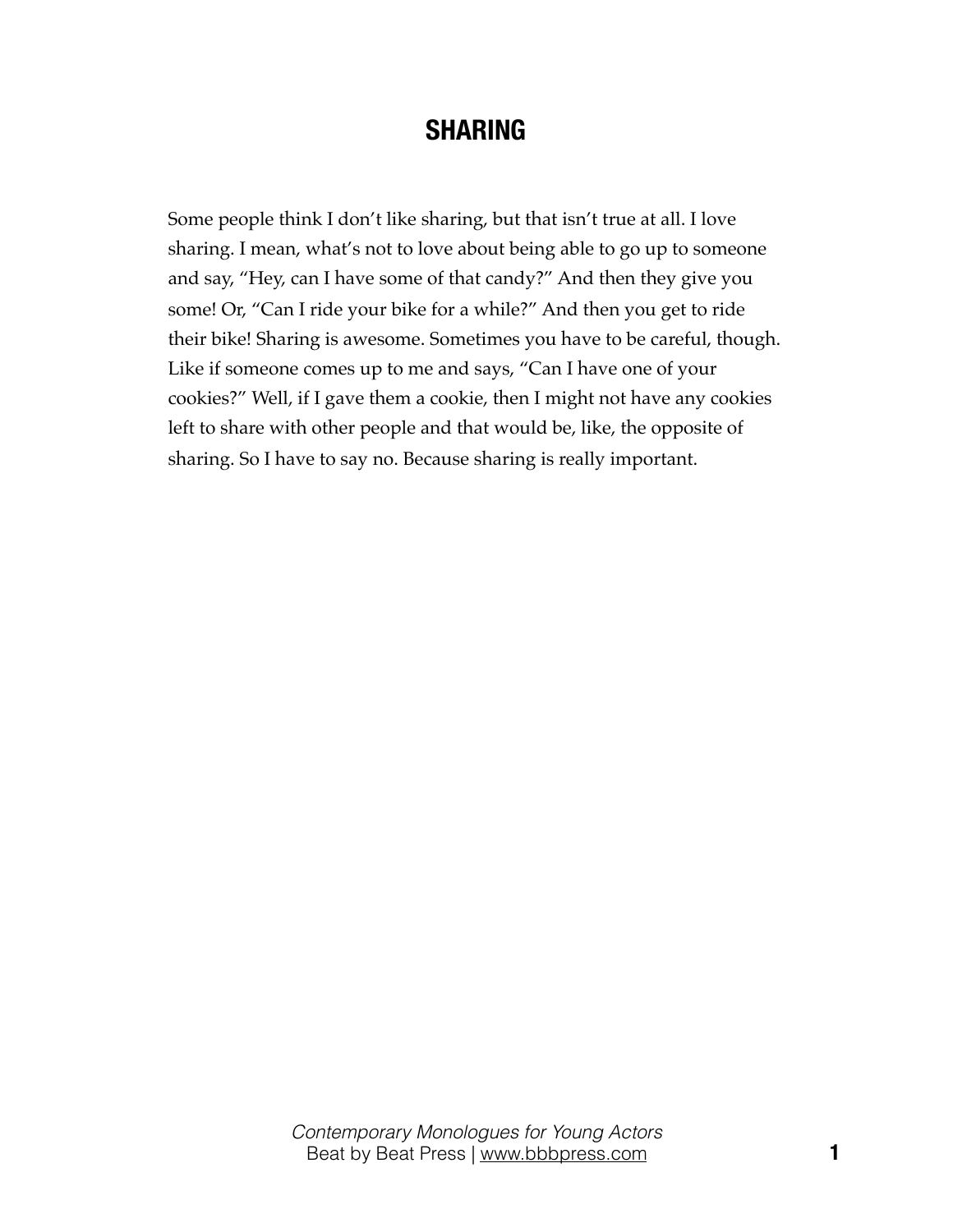# SHARING

Some people think I don't like sharing, but that isn't true at all. I love sharing. I mean, what's not to love about being able to go up to someone and say, "Hey, can I have some of that candy?" And then they give you some! Or, "Can I ride your bike for a while?" And then you get to ride their bike! Sharing is awesome. Sometimes you have to be careful, though. Like if someone comes up to me and says, "Can I have one of your cookies?" Well, if I gave them a cookie, then I might not have any cookies left to share with other people and that would be, like, the opposite of sharing. So I have to say no. Because sharing is really important.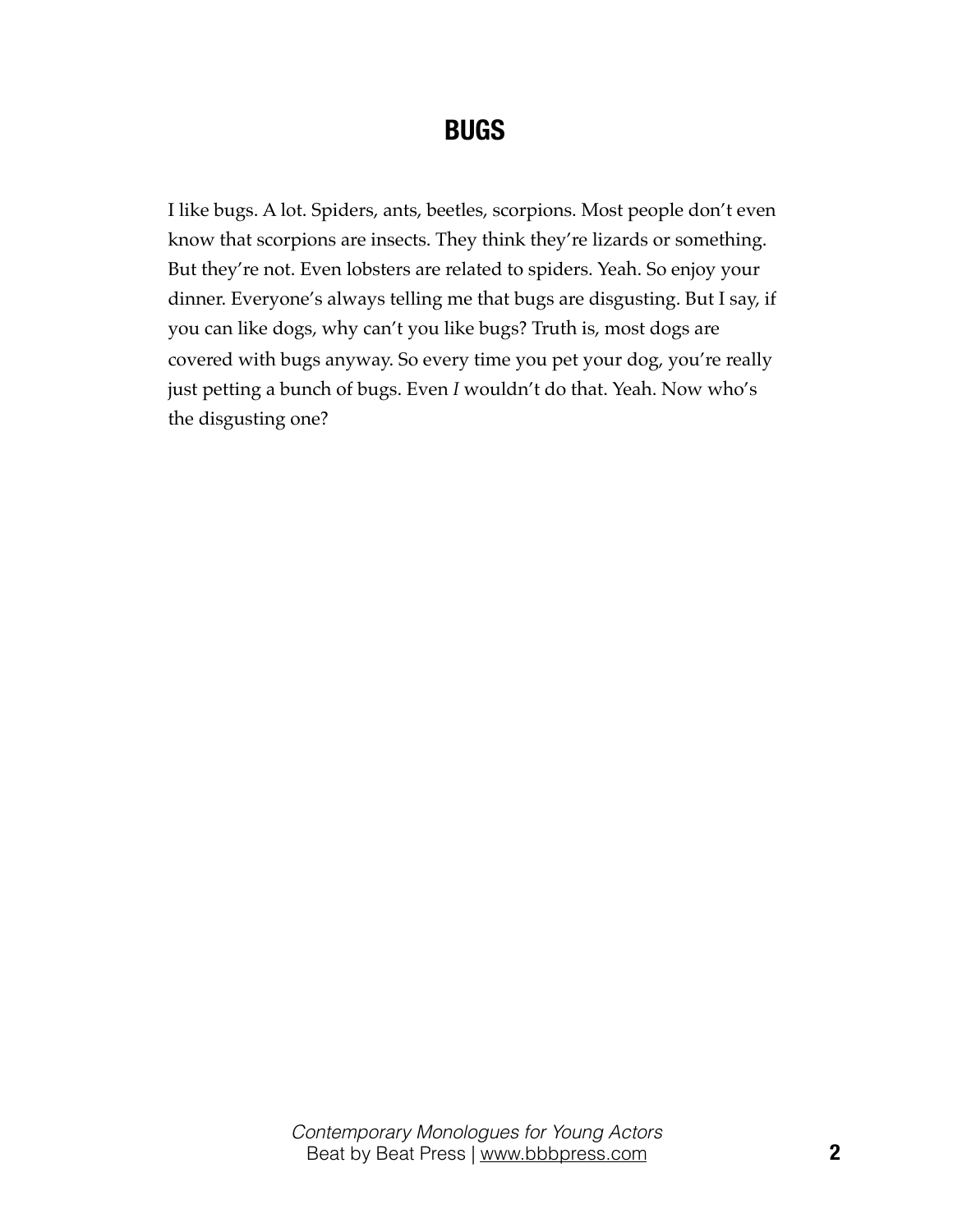# BUGS

I like bugs. A lot. Spiders, ants, beetles, scorpions. Most people don't even know that scorpions are insects. They think they're lizards or something. But they're not. Even lobsters are related to spiders. Yeah. So enjoy your dinner. Everyone's always telling me that bugs are disgusting. But I say, if you can like dogs, why can't you like bugs? Truth is, most dogs are covered with bugs anyway. So every time you pet your dog, you're really just petting a bunch of bugs. Even *I* wouldn't do that. Yeah. Now who's the disgusting one?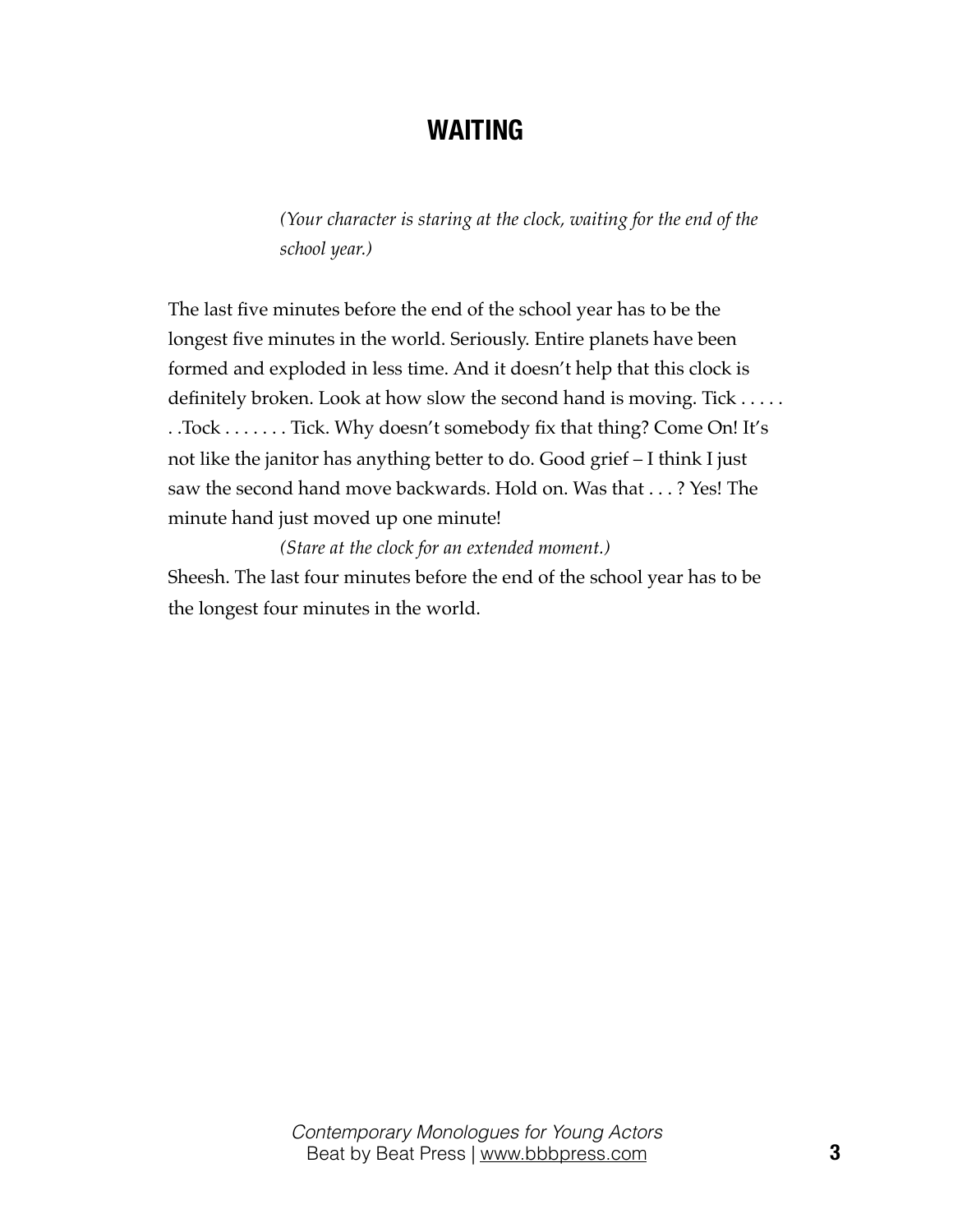# WAITING

*(Your character is staring at the clock, waiting for the end of the school year.)*

The last five minutes before the end of the school year has to be the longest five minutes in the world. Seriously. Entire planets have been formed and exploded in less time. And it doesn't help that this clock is definitely broken. Look at how slow the second hand is moving. Tick . . . . . . .Tock . . . . . . . Tick. Why doesn't somebody fix that thing? Come On! It's not like the janitor has anything better to do. Good grief – I think I just saw the second hand move backwards. Hold on. Was that . . . ? Yes! The minute hand just moved up one minute!

*(Stare at the clock for an extended moment.)*

Sheesh. The last four minutes before the end of the school year has to be the longest four minutes in the world.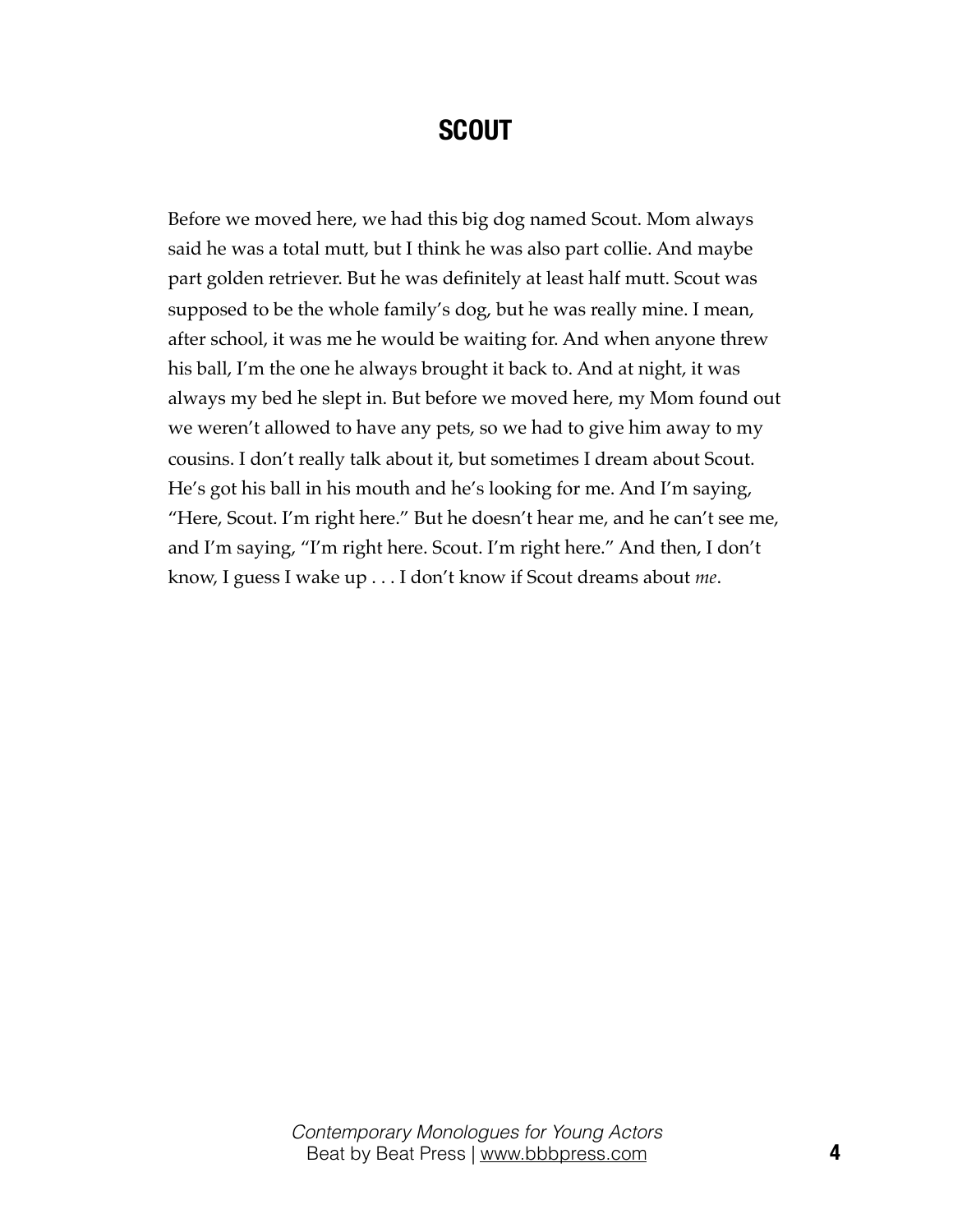## SCOUT

Before we moved here, we had this big dog named Scout. Mom always said he was a total mutt, but I think he was also part collie. And maybe part golden retriever. But he was definitely at least half mutt. Scout was supposed to be the whole family's dog, but he was really mine. I mean, after school, it was me he would be waiting for. And when anyone threw his ball, I'm the one he always brought it back to. And at night, it was always my bed he slept in. But before we moved here, my Mom found out we weren't allowed to have any pets, so we had to give him away to my cousins. I don't really talk about it, but sometimes I dream about Scout. He's got his ball in his mouth and he's looking for me. And I'm saying, "Here, Scout. I'm right here." But he doesn't hear me, and he can't see me, and I'm saying, "I'm right here. Scout. I'm right here." And then, I don't know, I guess I wake up . . . I don't know if Scout dreams about *me*.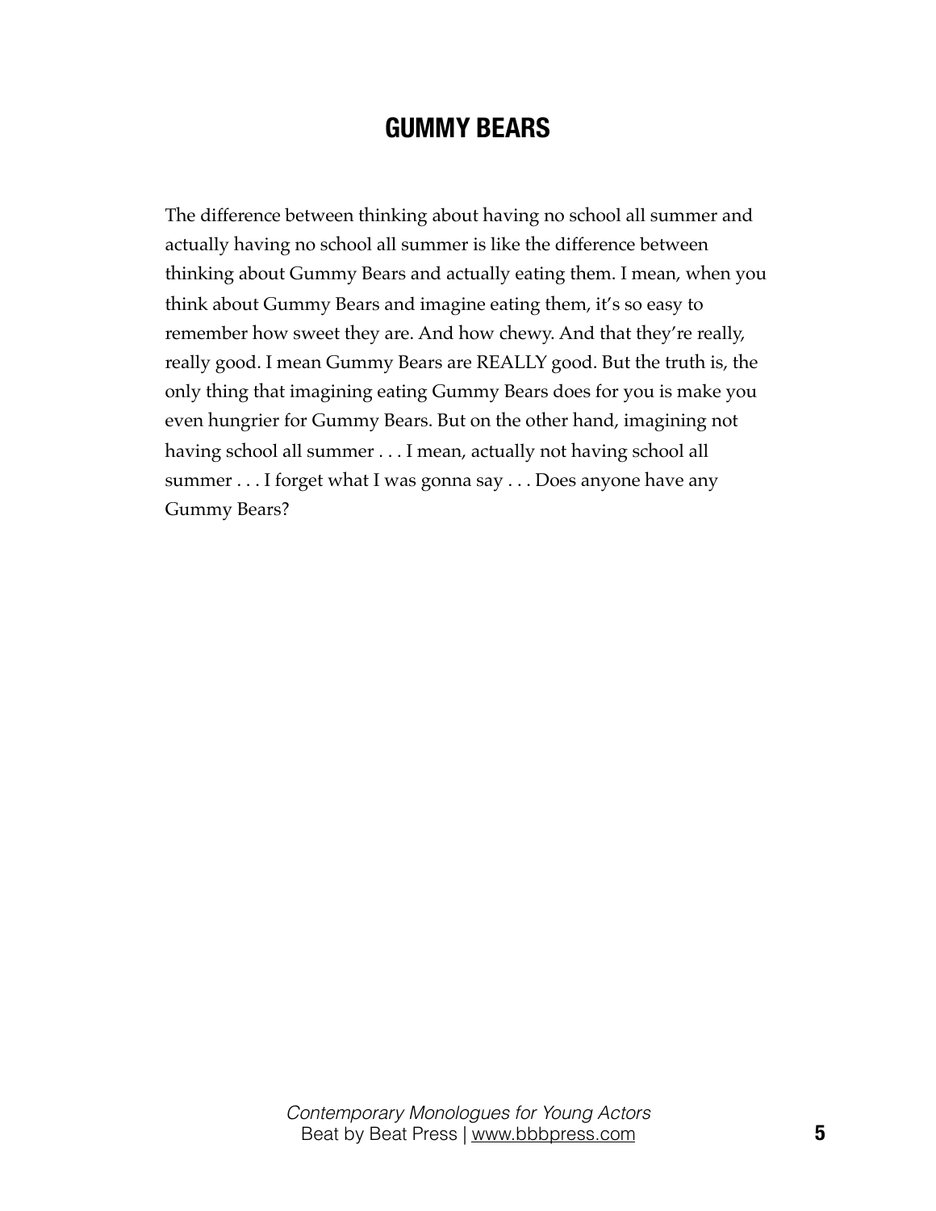# GUMMY BEARS

The difference between thinking about having no school all summer and actually having no school all summer is like the difference between thinking about Gummy Bears and actually eating them. I mean, when you think about Gummy Bears and imagine eating them, it's so easy to remember how sweet they are. And how chewy. And that they're really, really good. I mean Gummy Bears are REALLY good. But the truth is, the only thing that imagining eating Gummy Bears does for you is make you even hungrier for Gummy Bears. But on the other hand, imagining not having school all summer . . . I mean, actually not having school all summer . . . I forget what I was gonna say . . . Does anyone have any Gummy Bears?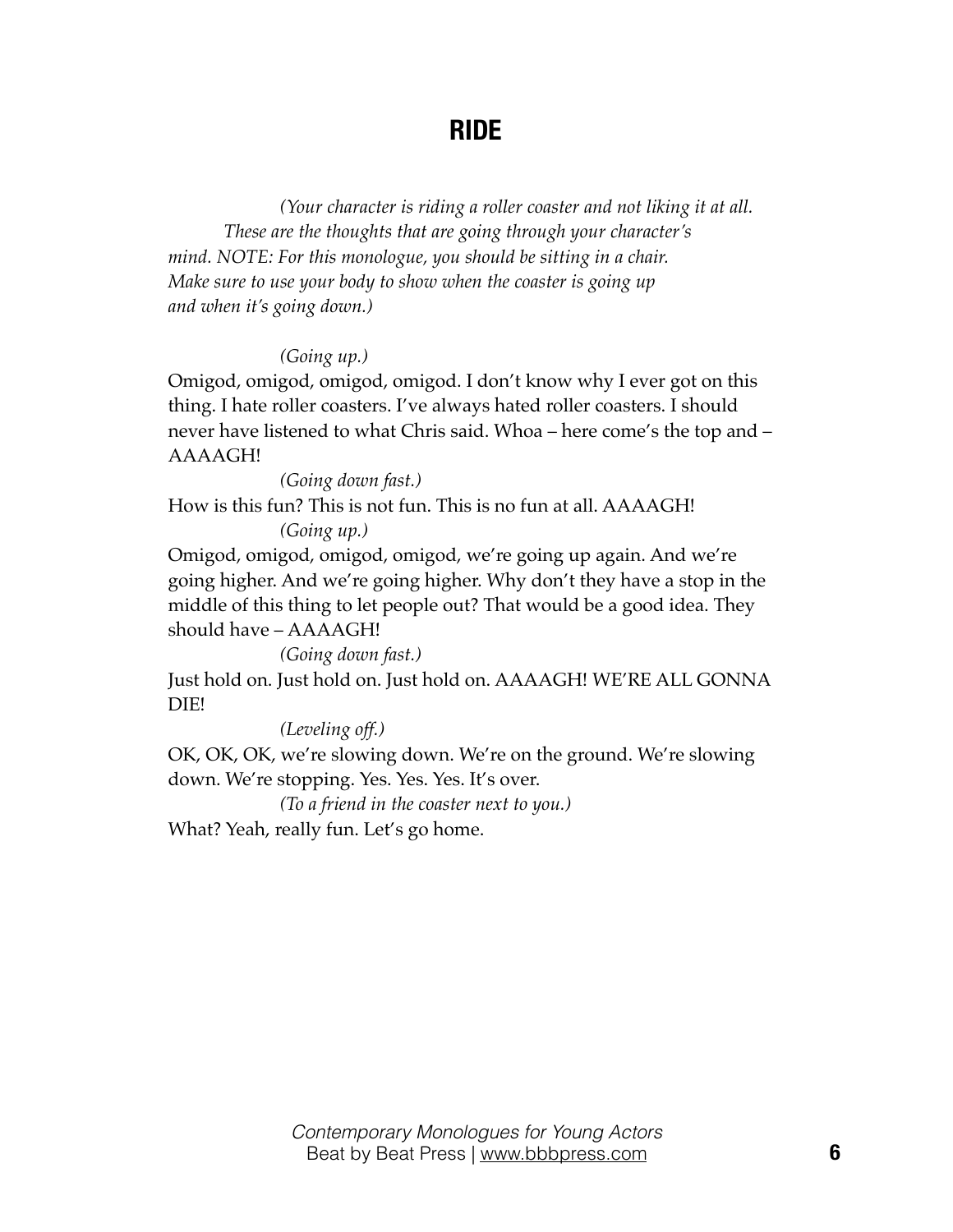# RIDE

*(Your character is riding a roller coaster and not liking it at all. These are the thoughts that are going through your character's mind. NOTE: For this monologue, you should be sitting in a chair. Make sure to use your body to show when the coaster is going up and when it's going down.)*

*(Going up.)*

Omigod, omigod, omigod, omigod. I don't know why I ever got on this thing. I hate roller coasters. I've always hated roller coasters. I should never have listened to what Chris said. Whoa – here come's the top and – AAAAGH!

*(Going down fast.)*

How is this fun? This is not fun. This is no fun at all. AAAAGH!

*(Going up.)*

Omigod, omigod, omigod, omigod, we're going up again. And we're going higher. And we're going higher. Why don't they have a stop in the middle of this thing to let people out? That would be a good idea. They should have – AAAAGH!

*(Going down fast.)*

Just hold on. Just hold on. Just hold on. AAAAGH! WE'RE ALL GONNA DIE!

*(Leveling off.)*

OK, OK, OK, we're slowing down. We're on the ground. We're slowing down. We're stopping. Yes. Yes. Yes. It's over.

*(To a friend in the coaster next to you.)*

What? Yeah, really fun. Let's go home.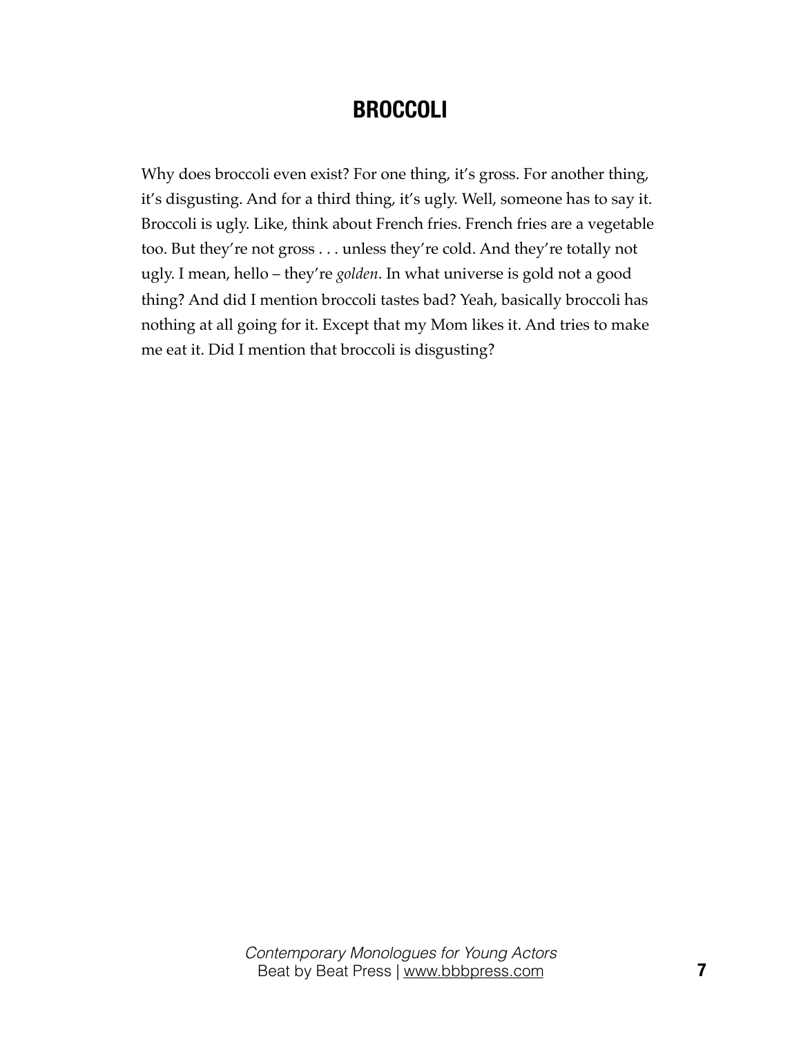# BROCCOLI

Why does broccoli even exist? For one thing, it's gross. For another thing, it's disgusting. And for a third thing, it's ugly. Well, someone has to say it. Broccoli is ugly. Like, think about French fries. French fries are a vegetable too. But they're not gross . . . unless they're cold. And they're totally not ugly. I mean, hello – they're *golden*. In what universe is gold not a good thing? And did I mention broccoli tastes bad? Yeah, basically broccoli has nothing at all going for it. Except that my Mom likes it. And tries to make me eat it. Did I mention that broccoli is disgusting?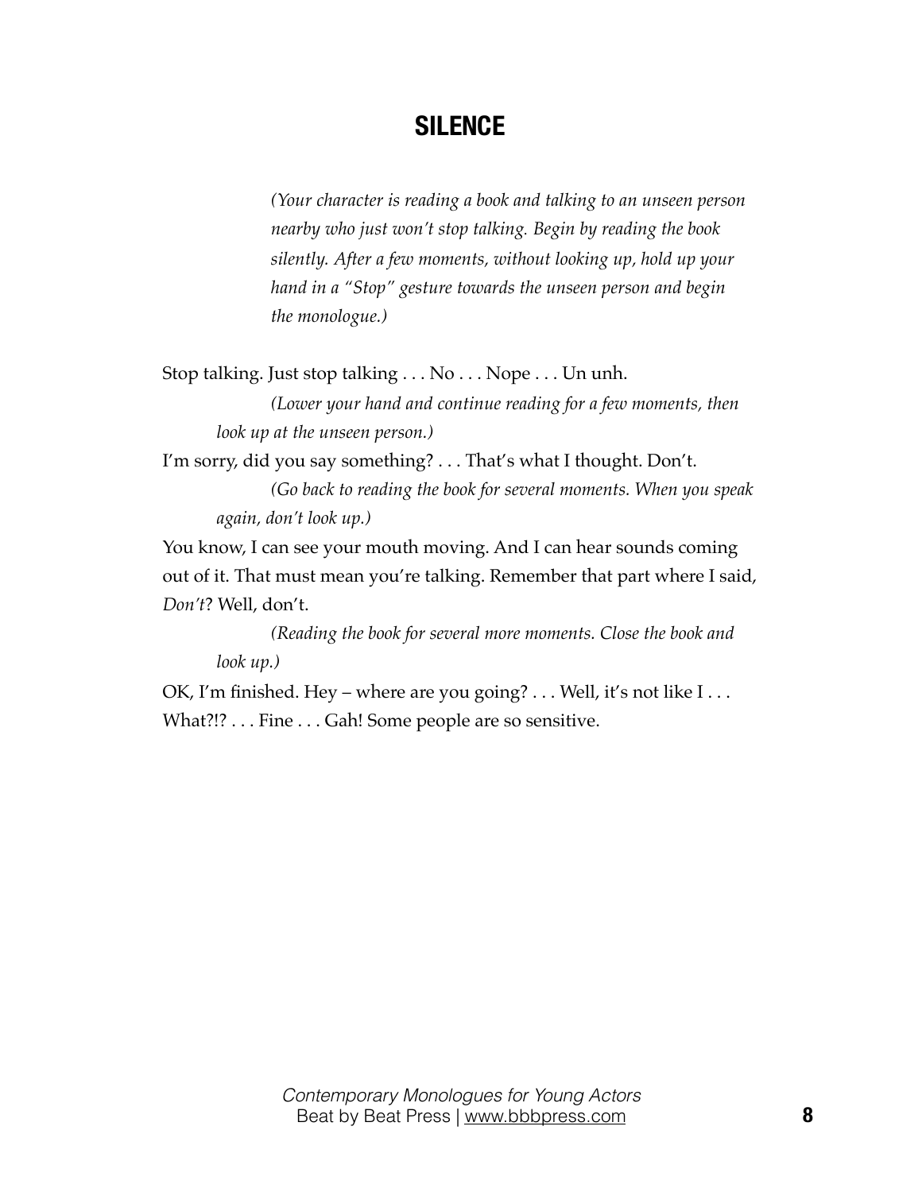## SILENCE

*(Your character is reading a book and talking to an unseen person nearby who just won't stop talking. Begin by reading the book silently. After a few moments, without looking up, hold up your hand in a "Stop" gesture towards the unseen person and begin the monologue.)*

Stop talking. Just stop talking . . . No . . . Nope . . . Un unh.

*(Lower your hand and continue reading for a few moments, then look up at the unseen person.)*

I'm sorry, did you say something? . . . That's what I thought. Don't.

*(Go back to reading the book for several moments. When you speak again, don't look up.)*

You know, I can see your mouth moving. And I can hear sounds coming out of it. That must mean you're talking. Remember that part where I said, *Don't*? Well, don't.

*(Reading the book for several more moments. Close the book and look up.)*

OK, I'm finished. Hey – where are you going? . . . Well, it's not like I . . . What?!? . . . Fine . . . Gah! Some people are so sensitive.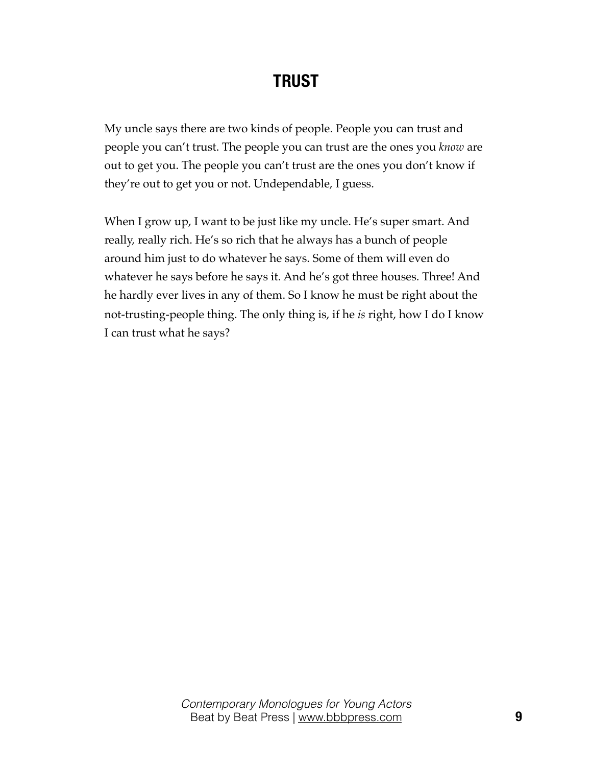# TRUST

My uncle says there are two kinds of people. People you can trust and people you can't trust. The people you can trust are the ones you *know* are out to get you. The people you can't trust are the ones you don't know if they're out to get you or not. Undependable, I guess.

When I grow up, I want to be just like my uncle. He's super smart. And really, really rich. He's so rich that he always has a bunch of people around him just to do whatever he says. Some of them will even do whatever he says before he says it. And he's got three houses. Three! And he hardly ever lives in any of them. So I know he must be right about the not-trusting-people thing. The only thing is, if he *is* right, how I do I know I can trust what he says?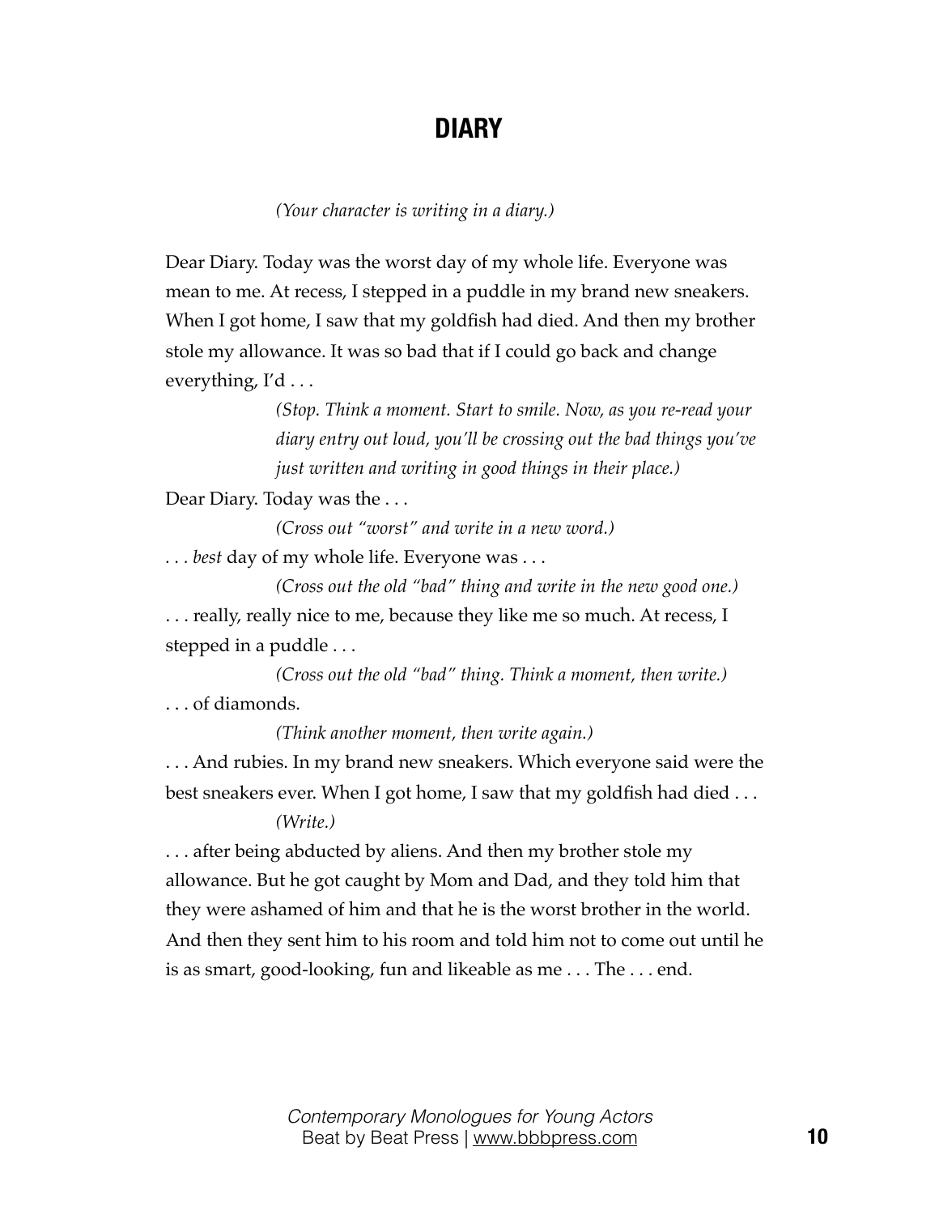# DIARY

*(Your character is writing in a diary.)*

Dear Diary. Today was the worst day of my whole life. Everyone was mean to me. At recess, I stepped in a puddle in my brand new sneakers. When I got home, I saw that my goldfish had died. And then my brother stole my allowance. It was so bad that if I could go back and change everything, I'd . . .

*(Stop. Think a moment. Start to smile. Now, as you re-read your diary entry out loud, you'll be crossing out the bad things you've just written and writing in good things in their place.)*

Dear Diary. Today was the . . .

*(Cross out "worst" and write in a new word.)*

. . . *best* day of my whole life. Everyone was . . .

*(Cross out the old "bad" thing and write in the new good one.)*

. . . really, really nice to me, because they like me so much. At recess, I stepped in a puddle . . .

*(Cross out the old "bad" thing. Think a moment, then write.)*

. . . of diamonds.

*(Think another moment, then write again.)*

. . . And rubies. In my brand new sneakers. Which everyone said were the best sneakers ever. When I got home, I saw that my goldfish had died . . .

*(Write.)*

. . . after being abducted by aliens. And then my brother stole my allowance. But he got caught by Mom and Dad, and they told him that they were ashamed of him and that he is the worst brother in the world. And then they sent him to his room and told him not to come out until he is as smart, good-looking, fun and likeable as me . . . The . . . end.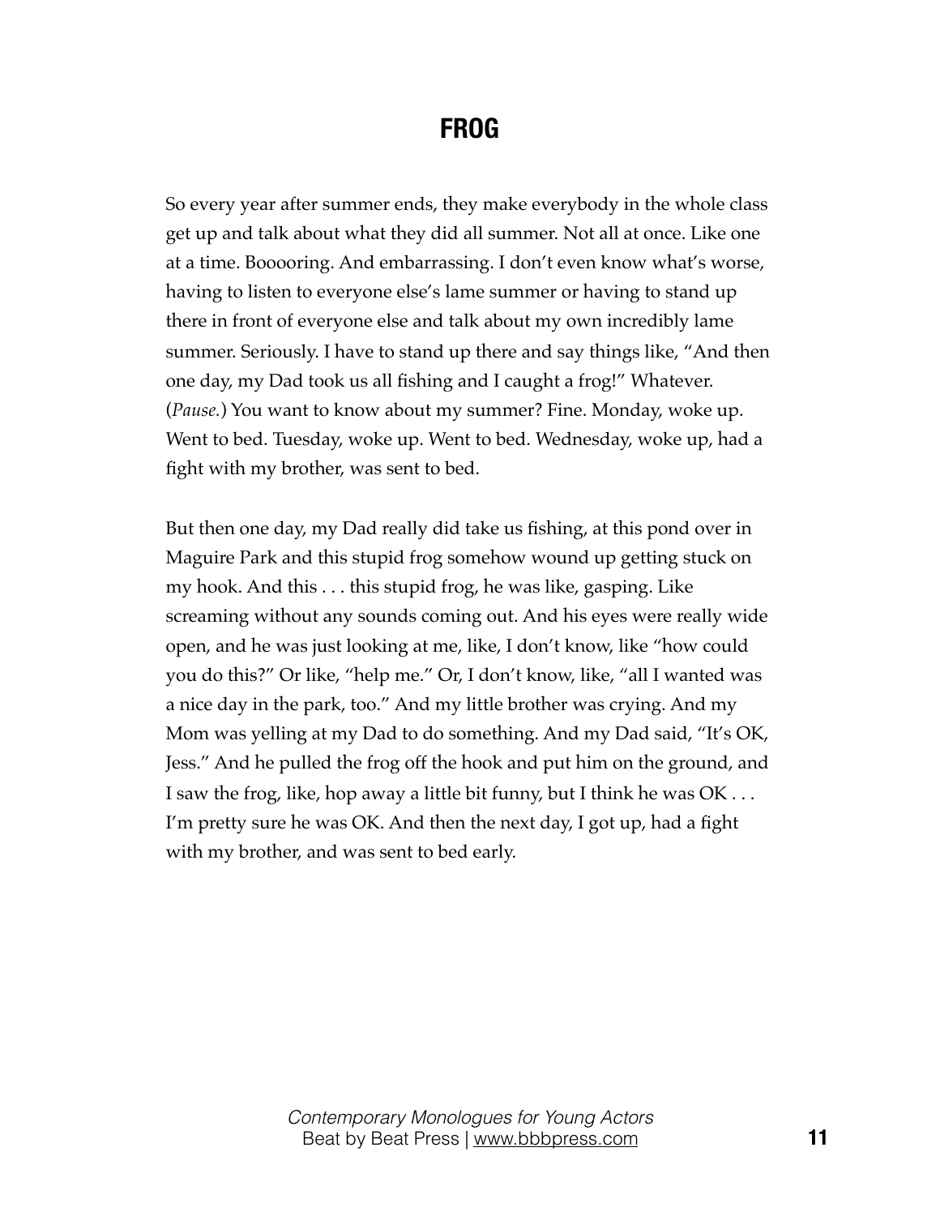# FROG

So every year after summer ends, they make everybody in the whole class get up and talk about what they did all summer. Not all at once. Like one at a time. Booooring. And embarrassing. I don't even know what's worse, having to listen to everyone else's lame summer or having to stand up there in front of everyone else and talk about my own incredibly lame summer. Seriously. I have to stand up there and say things like, "And then one day, my Dad took us all fishing and I caught a frog!" Whatever. (*Pause.*) You want to know about my summer? Fine. Monday, woke up. Went to bed. Tuesday, woke up. Went to bed. Wednesday, woke up, had a fight with my brother, was sent to bed.

But then one day, my Dad really did take us fishing, at this pond over in Maguire Park and this stupid frog somehow wound up getting stuck on my hook. And this . . . this stupid frog, he was like, gasping. Like screaming without any sounds coming out. And his eyes were really wide open, and he was just looking at me, like, I don't know, like "how could you do this?" Or like, "help me." Or, I don't know, like, "all I wanted was a nice day in the park, too." And my little brother was crying. And my Mom was yelling at my Dad to do something. And my Dad said, "It's OK, Jess." And he pulled the frog off the hook and put him on the ground, and I saw the frog, like, hop away a little bit funny, but I think he was OK . . . I'm pretty sure he was OK. And then the next day, I got up, had a fight with my brother, and was sent to bed early.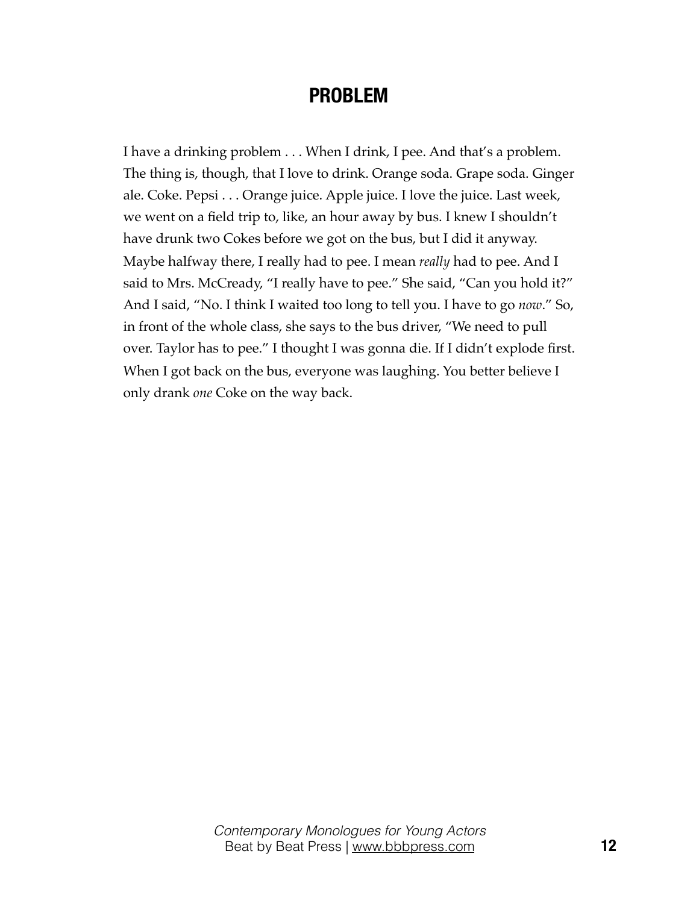## PROBLEM

I have a drinking problem . . . When I drink, I pee. And that's a problem. The thing is, though, that I love to drink. Orange soda. Grape soda. Ginger ale. Coke. Pepsi . . . Orange juice. Apple juice. I love the juice. Last week, we went on a field trip to, like, an hour away by bus. I knew I shouldn't have drunk two Cokes before we got on the bus, but I did it anyway. Maybe halfway there, I really had to pee. I mean *really* had to pee. And I said to Mrs. McCready, "I really have to pee." She said, "Can you hold it?" And I said, "No. I think I waited too long to tell you. I have to go *now*." So, in front of the whole class, she says to the bus driver, "We need to pull over. Taylor has to pee." I thought I was gonna die. If I didn't explode first. When I got back on the bus, everyone was laughing. You better believe I only drank *one* Coke on the way back.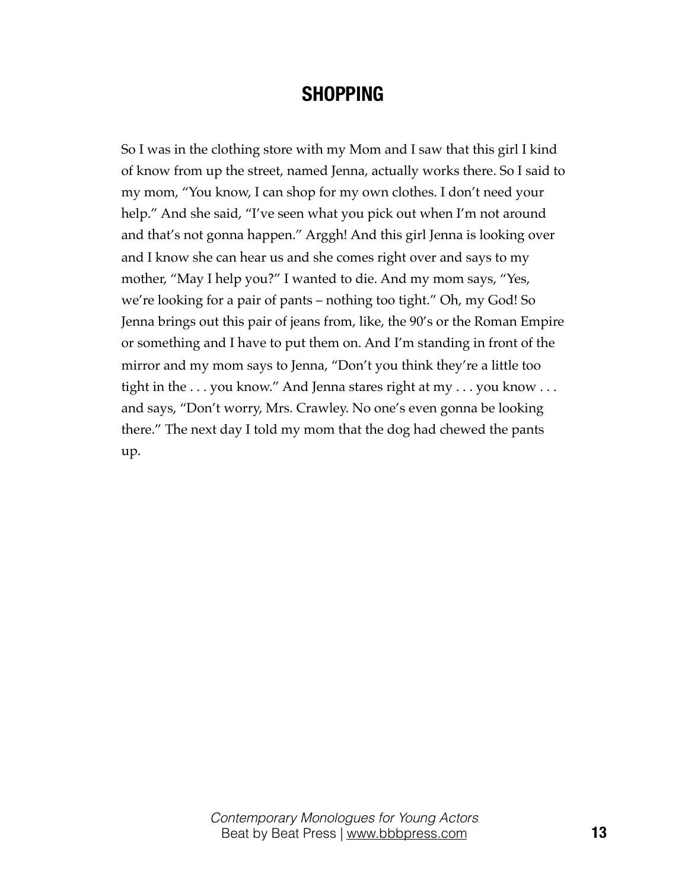## SHOPPING

So I was in the clothing store with my Mom and I saw that this girl I kind of know from up the street, named Jenna, actually works there. So I said to my mom, "You know, I can shop for my own clothes. I don't need your help." And she said, "I've seen what you pick out when I'm not around and that's not gonna happen." Arggh! And this girl Jenna is looking over and I know she can hear us and she comes right over and says to my mother, "May I help you?" I wanted to die. And my mom says, "Yes, we're looking for a pair of pants – nothing too tight." Oh, my God! So Jenna brings out this pair of jeans from, like, the 90's or the Roman Empire or something and I have to put them on. And I'm standing in front of the mirror and my mom says to Jenna, "Don't you think they're a little too tight in the . . . you know." And Jenna stares right at my . . . you know . . . and says, "Don't worry, Mrs. Crawley. No one's even gonna be looking there." The next day I told my mom that the dog had chewed the pants up.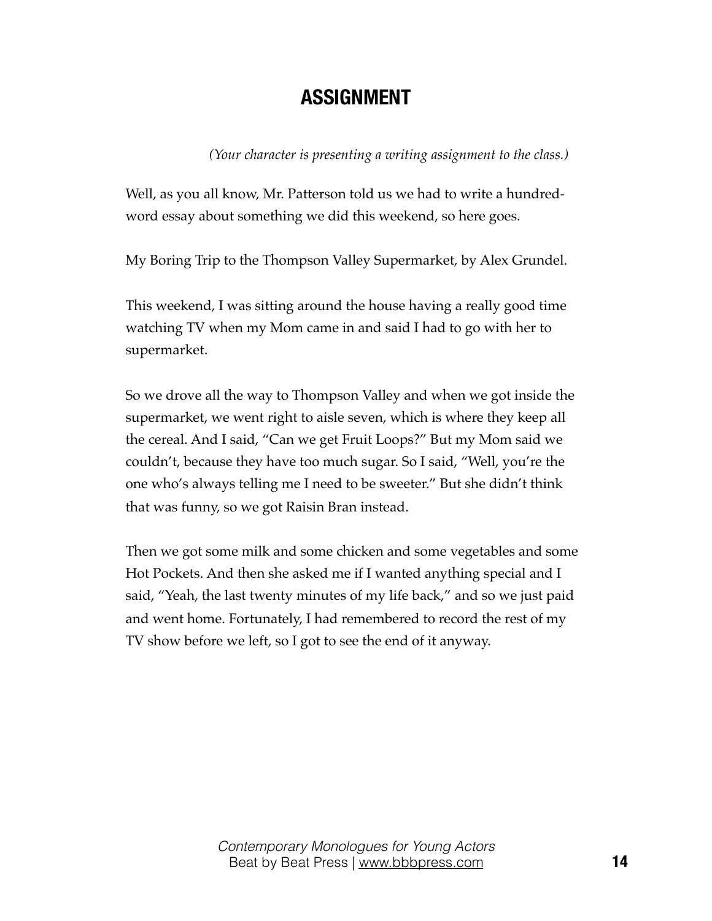## ASSIGNMENT

*(Your character is presenting a writing assignment to the class.)*

Well, as you all know, Mr. Patterson told us we had to write a hundred-word essay about something we did this weekend, so here goes.

My Boring Trip to the Thompson Valley Supermarket, by Alex Grundel.

This weekend, I was sitting around the house having a really good time watching TV when my Mom came in and said I had to go with her to supermarket.

So we drove all the way to Thompson Valley and when we got inside the supermarket, we went right to aisle seven, which is where they keep all the cereal. And I said, "Can we get Fruit Loops?" But my Mom said we couldn't, because they have too much sugar. So I said, "Well, you're the one who's always telling me I need to be sweeter." But she didn't think that was funny, so we got Raisin Bran instead.

Then we got some milk and some chicken and some vegetables and some Hot Pockets. And then she asked me if I wanted anything special and I said, "Yeah, the last twenty minutes of my life back," and so we just paid and went home. Fortunately, I had remembered to record the rest of my TV show before we left, so I got to see the end of it anyway.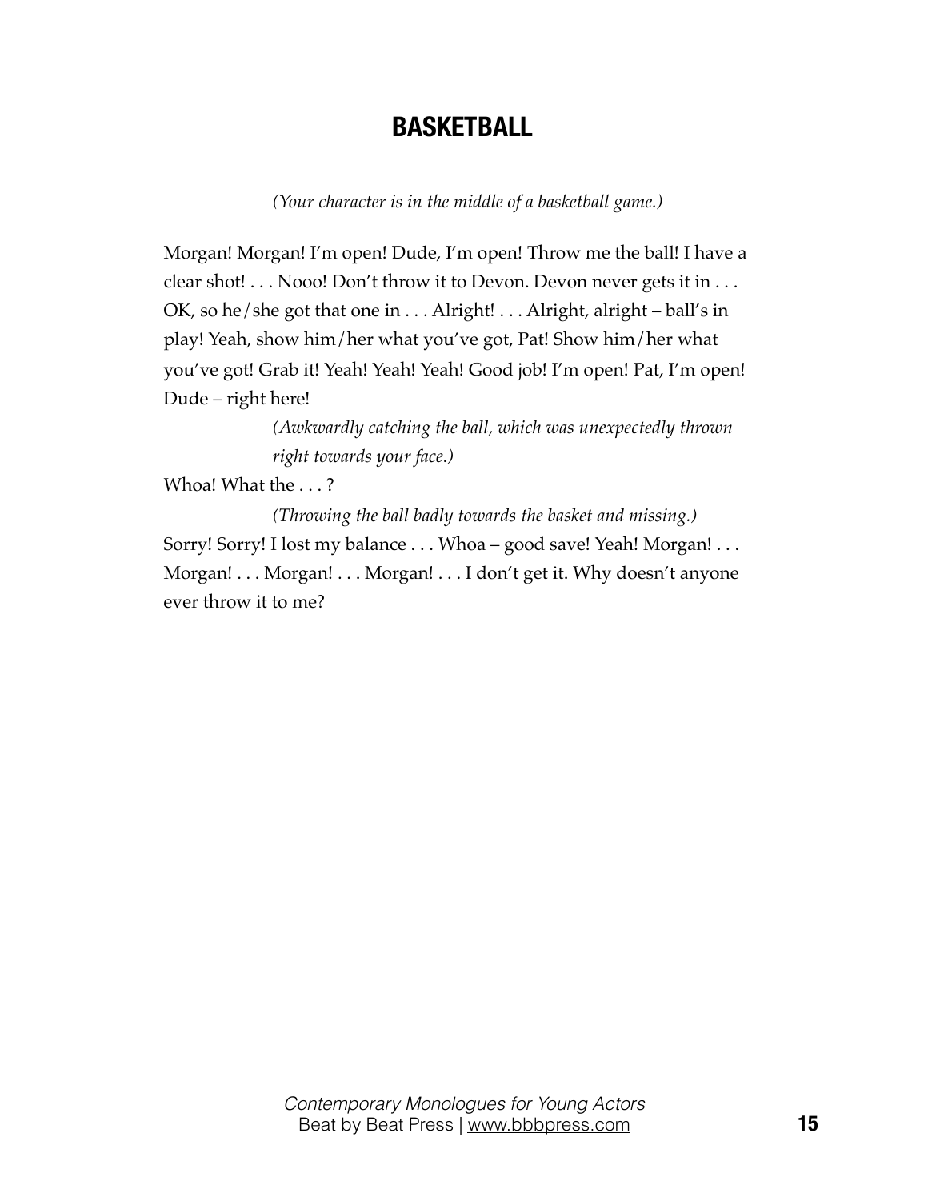# BASKETBALL

*(Your character is in the middle of a basketball game.)*

Morgan! Morgan! I'm open! Dude, I'm open! Throw me the ball! I have a clear shot! . . . Nooo! Don't throw it to Devon. Devon never gets it in . . . OK, so he/she got that one in . . . Alright! . . . Alright, alright – ball's in play! Yeah, show him/her what you've got, Pat! Show him/her what you've got! Grab it! Yeah! Yeah! Yeah! Good job! I'm open! Pat, I'm open! Dude – right here!

*(Awkwardly catching the ball, which was unexpectedly thrown right towards your face.)*

Whoa! What the . . . ?

*(Throwing the ball badly towards the basket and missing.)*

Sorry! Sorry! I lost my balance . . . Whoa – good save! Yeah! Morgan! . . . Morgan! . . . Morgan! . . . Morgan! . . . I don't get it. Why doesn't anyone ever throw it to me?